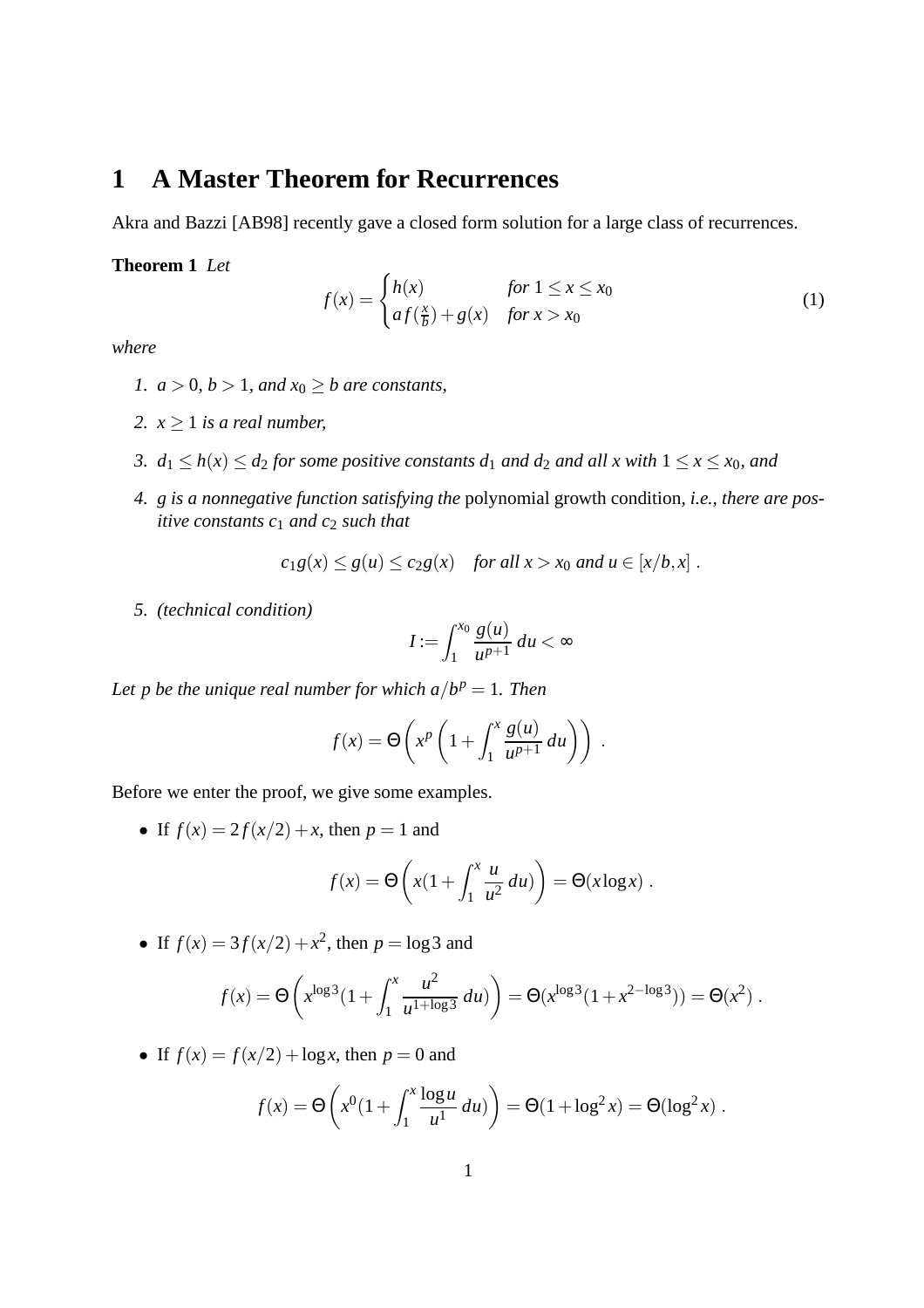# 1 A Master Theorem for Recurrences

Akra and Bazzi [AB98] recently gave a closed form solution for a large class of recurrences.

**Theorem 1** *Let*

$$f(x) = \begin{cases} h(x) & \text{for } 1 \le x \le x_0 \\ a f(\frac{x}{b}) + g(x) & \text{for } x > x_0 \end{cases} \tag{1}$$

*where*

1. *$a > 0$, $b > 1$, and $x_0 \ge b$ are constants,*
2. *$x \ge 1$ is a real number,*
3. *$d_1 \le h(x) \le d_2$ for some positive constants $d_1$ and $d_2$ and all $x$ with $1 \le x \le x_0$, and*
4. *$g$ is a nonnegative function satisfying the* polynomial growth condition, *i.e., there are positive constants $c_1$ and $c_2$ such that*

$$c_1 g(x) \le g(u) \le c_2 g(x) \quad \text{for all } x > x_0 \text{ and } u \in [x/b, x] \; .$$

5. *(technical condition)*

$$I := \int_1^{x_0} \frac{g(u)}{u^{p+1}} \, du < \infty$$

*Let $p$ be the unique real number for which $a/b^p = 1$. Then*

$$f(x) = \Theta\left( x^p \left( 1 + \int_1^x \frac{g(u)}{u^{p+1}} \, du \right) \right) \; .$$

Before we enter the proof, we give some examples.

- If $f(x) = 2f(x/2) + x$, then $p = 1$ and

$$f(x) = \Theta\left( x(1 + \int_1^x \frac{u}{u^2} \, du) \right) = \Theta(x \log x) \; .$$

- If $f(x) = 3f(x/2) + x^2$, then $p = \log 3$ and

$$f(x) = \Theta\left( x^{\log 3}(1 + \int_1^x \frac{u^2}{u^{1+\log 3}} \, du) \right) = \Theta(x^{\log 3}(1 + x^{2-\log 3})) = \Theta(x^2) \; .$$

- If $f(x) = f(x/2) + \log x$, then $p = 0$ and

$$f(x) = \Theta\left( x^0(1 + \int_1^x \frac{\log u}{u^1} \, du) \right) = \Theta(1 + \log^2 x) = \Theta(\log^2 x) \; .$$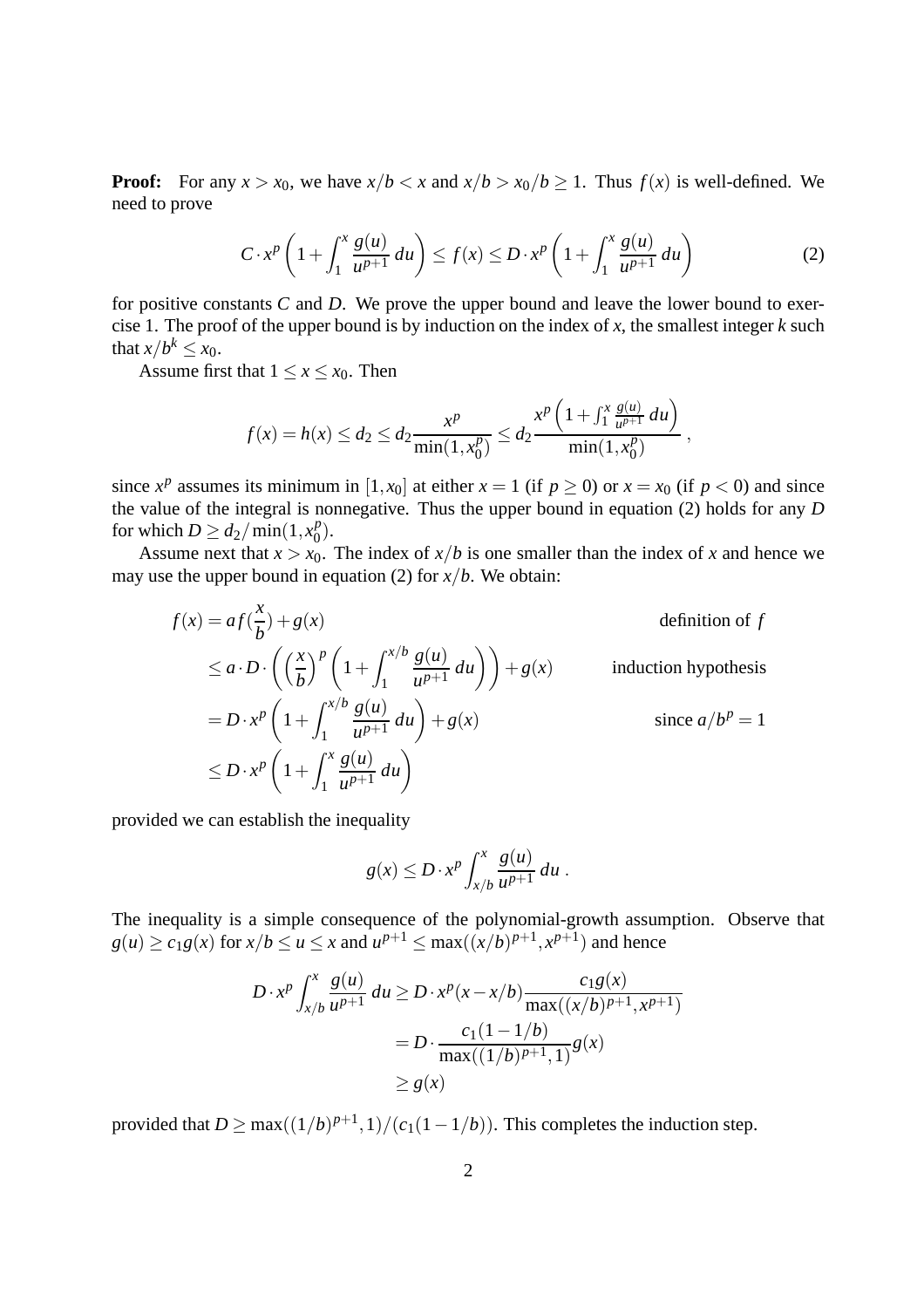**Proof:** For any $x > x_0$, we have $x/b < x$ and $x/b > x_0/b \geq 1$. Thus $f(x)$ is well-defined. We need to prove

$$C \cdot x^p \left(1 + \int_1^x \frac{g(u)}{u^{p+1}}\,du\right) \leq f(x) \leq D \cdot x^p \left(1 + \int_1^x \frac{g(u)}{u^{p+1}}\,du\right) \tag{2}$$

for positive constants $C$ and $D$. We prove the upper bound and leave the lower bound to exercise 1. The proof of the upper bound is by induction on the index of $x$, the smallest integer $k$ such that $x/b^k \leq x_0$.

Assume first that $1 \leq x \leq x_0$. Then

$$f(x) = h(x) \leq d_2 \leq d_2 \frac{x^p}{\min(1, x_0^p)} \leq d_2 \frac{x^p \left(1 + \int_1^x \frac{g(u)}{u^{p+1}}\,du\right)}{\min(1, x_0^p)}\,,$$

since $x^p$ assumes its minimum in $[1, x_0]$ at either $x = 1$ (if $p \geq 0$) or $x = x_0$ (if $p < 0$) and since the value of the integral is nonnegative. Thus the upper bound in equation (2) holds for any $D$ for which $D \geq d_2/\min(1, x_0^p)$.

Assume next that $x > x_0$. The index of $x/b$ is one smaller than the index of $x$ and hence we may use the upper bound in equation (2) for $x/b$. We obtain:

$$\begin{aligned}
f(x) &= af(\frac{x}{b}) + g(x) && \text{definition of } f \\
&\leq a \cdot D \cdot \left(\left(\frac{x}{b}\right)^p \left(1 + \int_1^{x/b} \frac{g(u)}{u^{p+1}}\,du\right)\right) + g(x) && \text{induction hypothesis} \\
&= D \cdot x^p \left(1 + \int_1^{x/b} \frac{g(u)}{u^{p+1}}\,du\right) + g(x) && \text{since } a/b^p = 1 \\
&\leq D \cdot x^p \left(1 + \int_1^x \frac{g(u)}{u^{p+1}}\,du\right)
\end{aligned}$$

provided we can establish the inequality

$$g(x) \leq D \cdot x^p \int_{x/b}^x \frac{g(u)}{u^{p+1}}\,du\,.$$

The inequality is a simple consequence of the polynomial-growth assumption. Observe that $g(u) \geq c_1 g(x)$ for $x/b \leq u \leq x$ and $u^{p+1} \leq \max((x/b)^{p+1}, x^{p+1})$ and hence

$$\begin{aligned}
D \cdot x^p \int_{x/b}^x \frac{g(u)}{u^{p+1}}\,du &\geq D \cdot x^p (x - x/b) \frac{c_1 g(x)}{\max((x/b)^{p+1}, x^{p+1})} \\
&= D \cdot \frac{c_1(1 - 1/b)}{\max((1/b)^{p+1}, 1)} g(x) \\
&\geq g(x)
\end{aligned}$$

provided that $D \geq \max((1/b)^{p+1}, 1)/(c_1(1 - 1/b))$. This completes the induction step.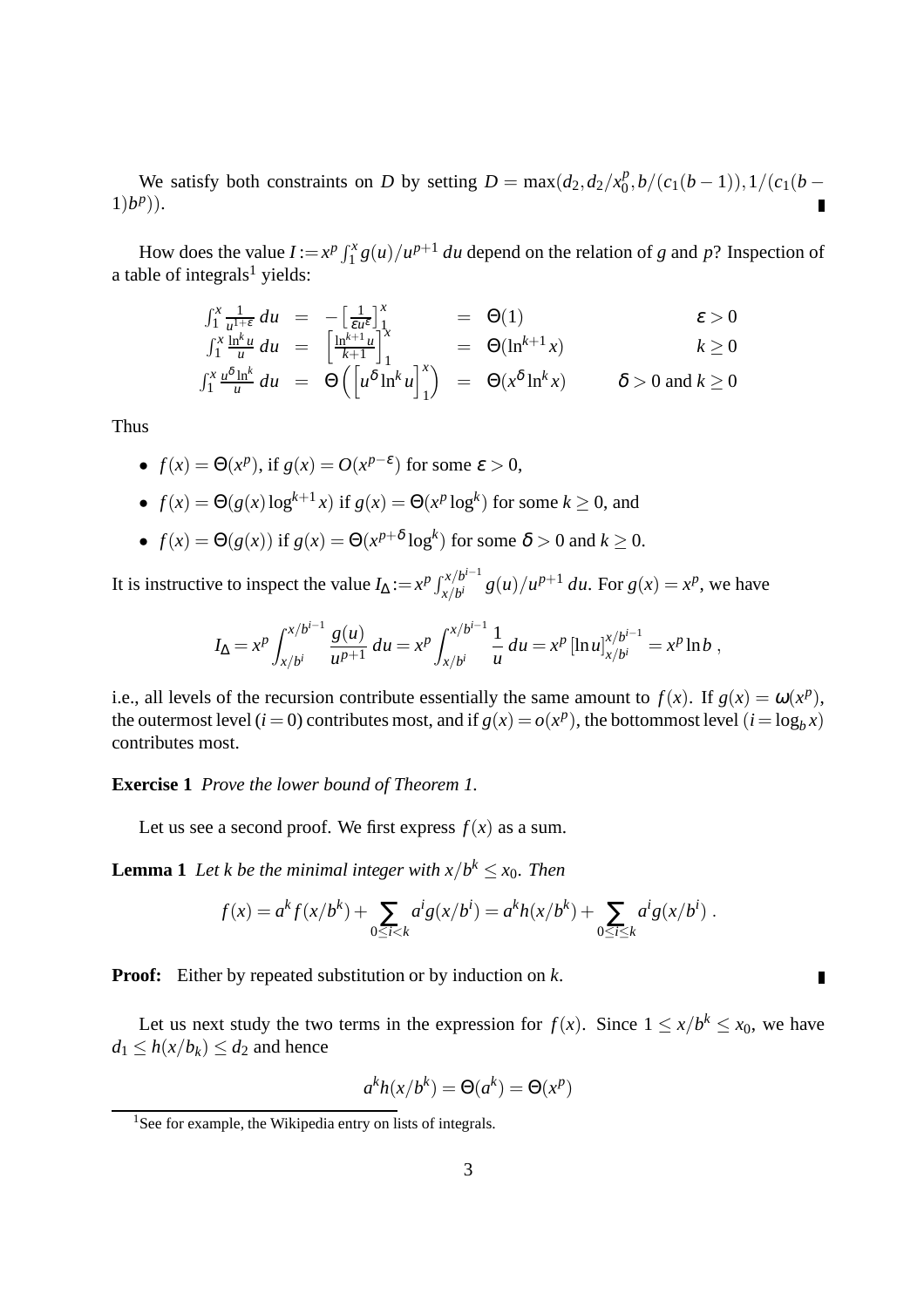We satisfy both constraints on $D$ by setting $D = \max(d_2, d_2/x_0^p, b/(c_1(b-1)), 1/(c_1(b-1)b^p))$. ∎

How does the value $I := x^p \int_1^x g(u)/u^{p+1}\, du$ depend on the relation of $g$ and $p$? Inspection of a table of integrals[1] yields:

$$
\begin{array}{lclcll}
\int_1^x \frac{1}{u^{1+\varepsilon}}\, du & = & -\left[\frac{1}{\varepsilon u^{\varepsilon}}\right]_1^x & = & \Theta(1) & \varepsilon > 0 \\
\int_1^x \frac{\ln^k u}{u}\, du & = & \left[\frac{\ln^{k+1} u}{k+1}\right]_1^x & = & \Theta(\ln^{k+1} x) & k \geq 0 \\
\int_1^x \frac{u^{\delta} \ln^k}{u}\, du & = & \Theta\left(\left[u^{\delta} \ln^k u\right]_1^x\right) & = & \Theta(x^{\delta} \ln^k x) & \delta > 0 \text{ and } k \geq 0
\end{array}
$$

Thus

- $f(x) = \Theta(x^p)$, if $g(x) = O(x^{p-\varepsilon})$ for some $\varepsilon > 0$,
- $f(x) = \Theta(g(x) \log^{k+1} x)$ if $g(x) = \Theta(x^p \log^k)$ for some $k \geq 0$, and
- $f(x) = \Theta(g(x))$ if $g(x) = \Theta(x^{p+\delta} \log^k)$ for some $\delta > 0$ and $k \geq 0$.

It is instructive to inspect the value $I_\Delta := x^p \int_{x/b^i}^{x/b^{i-1}} g(u)/u^{p+1}\, du$. For $g(x) = x^p$, we have

$$
I_\Delta = x^p \int_{x/b^i}^{x/b^{i-1}} \frac{g(u)}{u^{p+1}}\, du = x^p \int_{x/b^i}^{x/b^{i-1}} \frac{1}{u}\, du = x^p \left[\ln u\right]_{x/b^i}^{x/b^{i-1}} = x^p \ln b\ ,
$$

i.e., all levels of the recursion contribute essentially the same amount to $f(x)$. If $g(x) = \omega(x^p)$, the outermost level ($i = 0$) contributes most, and if $g(x) = o(x^p)$, the bottommost level ($i = \log_b x$) contributes most.

**Exercise 1** *Prove the lower bound of Theorem 1.*

Let us see a second proof. We first express $f(x)$ as a sum.

**Lemma 1** *Let $k$ be the minimal integer with $x/b^k \leq x_0$. Then*

$$
f(x) = a^k f(x/b^k) + \sum_{0 \leq i < k} a^i g(x/b^i) = a^k h(x/b^k) + \sum_{0 \leq i \leq k} a^i g(x/b^i)\ .
$$

**Proof:** Either by repeated substitution or by induction on $k$. ∎

Let us next study the two terms in the expression for $f(x)$. Since $1 \leq x/b^k \leq x_0$, we have $d_1 \leq h(x/b_k) \leq d_2$ and hence

$$
a^k h(x/b^k) = \Theta(a^k) = \Theta(x^p)
$$

[1] See for example, the Wikipedia entry on lists of integrals.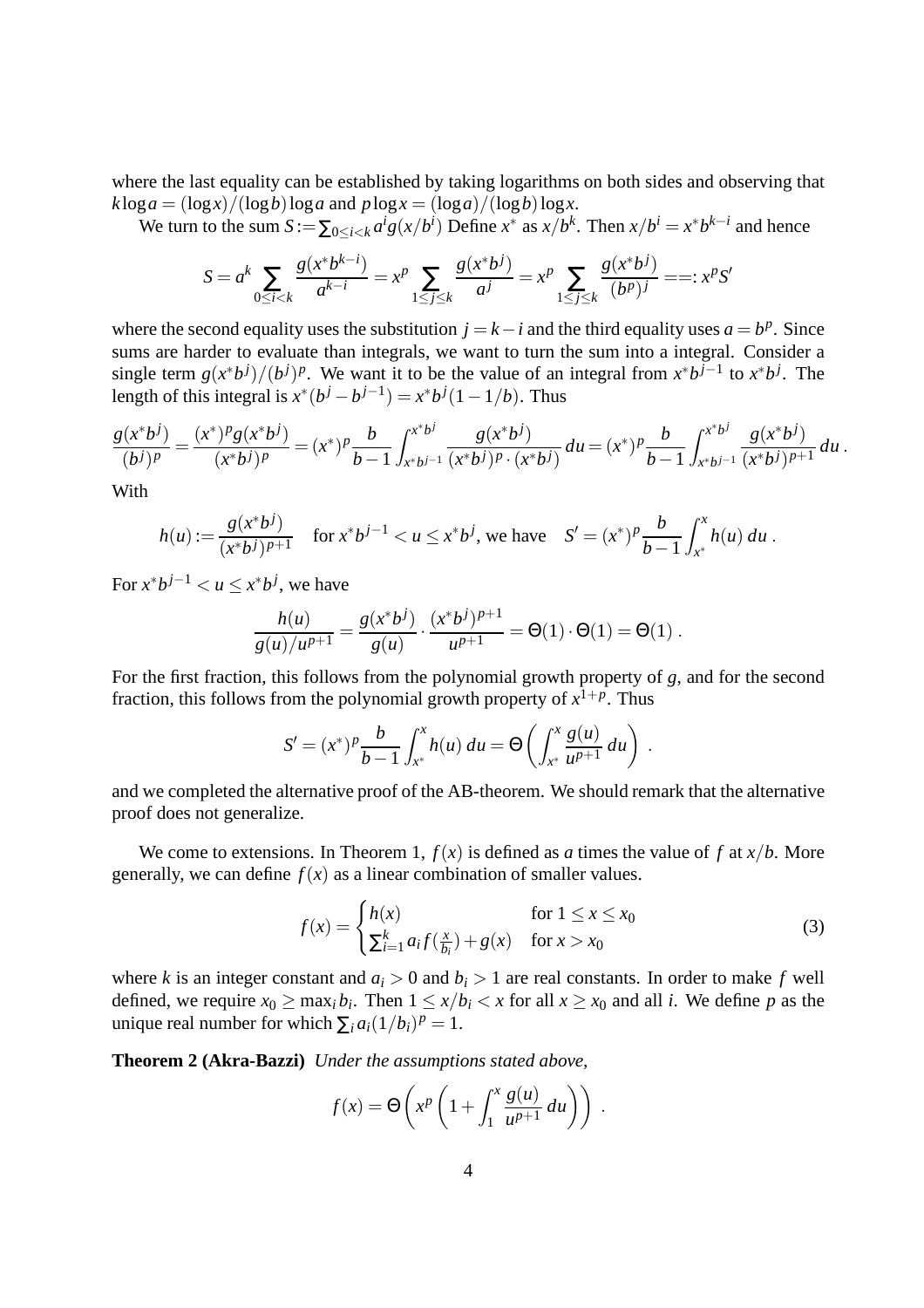where the last equality can be established by taking logarithms on both sides and observing that $k \log a = (\log x)/(\log b) \log a$ and $p \log x = (\log a)/(\log b) \log x$.

We turn to the sum $S := \sum_{0 \le i < k} a^i g(x/b^i)$ Define $x^*$ as $x/b^k$. Then $x/b^i = x^* b^{k-i}$ and hence

$$S = a^k \sum_{0 \le i < k} \frac{g(x^* b^{k-i})}{a^{k-i}} = x^p \sum_{1 \le j \le k} \frac{g(x^* b^j)}{a^j} = x^p \sum_{1 \le j \le k} \frac{g(x^* b^j)}{(b^p)^j} ==: x^p S'$$

where the second equality uses the substitution $j = k - i$ and the third equality uses $a = b^p$. Since sums are harder to evaluate than integrals, we want to turn the sum into a integral. Consider a single term $g(x^* b^j)/(b^j)^p$. We want it to be the value of an integral from $x^* b^{j-1}$ to $x^* b^j$. The length of this integral is $x^*(b^j - b^{j-1}) = x^* b^j (1 - 1/b)$. Thus

$$\frac{g(x^* b^j)}{(b^j)^p} = \frac{(x^*)^p g(x^* b^j)}{(x^* b^j)^p} = (x^*)^p \frac{b}{b-1} \int_{x^* b^{j-1}}^{x^* b^j} \frac{g(x^* b^j)}{(x^* b^j)^p \cdot (x^* b^j)} \, du = (x^*)^p \frac{b}{b-1} \int_{x^* b^{j-1}}^{x^* b^j} \frac{g(x^* b^j)}{(x^* b^j)^{p+1}} \, du \, .$$

With

$$h(u) := \frac{g(x^* b^j)}{(x^* b^j)^{p+1}} \quad \text{for } x^* b^{j-1} < u \le x^* b^j \text{, we have} \quad S' = (x^*)^p \frac{b}{b-1} \int_{x^*}^{x} h(u) \, du \, .$$

For $x^* b^{j-1} < u \le x^* b^j$, we have

$$\frac{h(u)}{g(u)/u^{p+1}} = \frac{g(x^* b^j)}{g(u)} \cdot \frac{(x^* b^j)^{p+1}}{u^{p+1}} = \Theta(1) \cdot \Theta(1) = \Theta(1) \, .$$

For the first fraction, this follows from the polynomial growth property of $g$, and for the second fraction, this follows from the polynomial growth property of $x^{1+p}$. Thus

$$S' = (x^*)^p \frac{b}{b-1} \int_{x^*}^{x} h(u) \, du = \Theta\left( \int_{x^*}^{x} \frac{g(u)}{u^{p+1}} \, du \right) \, .$$

and we completed the alternative proof of the AB-theorem. We should remark that the alternative proof does not generalize.

We come to extensions. In Theorem 1, $f(x)$ is defined as $a$ times the value of $f$ at $x/b$. More generally, we can define $f(x)$ as a linear combination of smaller values.

$$f(x) = \begin{cases} h(x) & \text{for } 1 \le x \le x_0 \\ \sum_{i=1}^{k} a_i f(\frac{x}{b_i}) + g(x) & \text{for } x > x_0 \end{cases} \tag{3}$$

where $k$ is an integer constant and $a_i > 0$ and $b_i > 1$ are real constants. In order to make $f$ well defined, we require $x_0 \ge \max_i b_i$. Then $1 \le x/b_i < x$ for all $x \ge x_0$ and all $i$. We define $p$ as the unique real number for which $\sum_i a_i (1/b_i)^p = 1$.

**Theorem 2 (Akra-Bazzi)** *Under the assumptions stated above,*

$$f(x) = \Theta\left( x^p \left( 1 + \int_1^x \frac{g(u)}{u^{p+1}} \, du \right) \right) \, .$$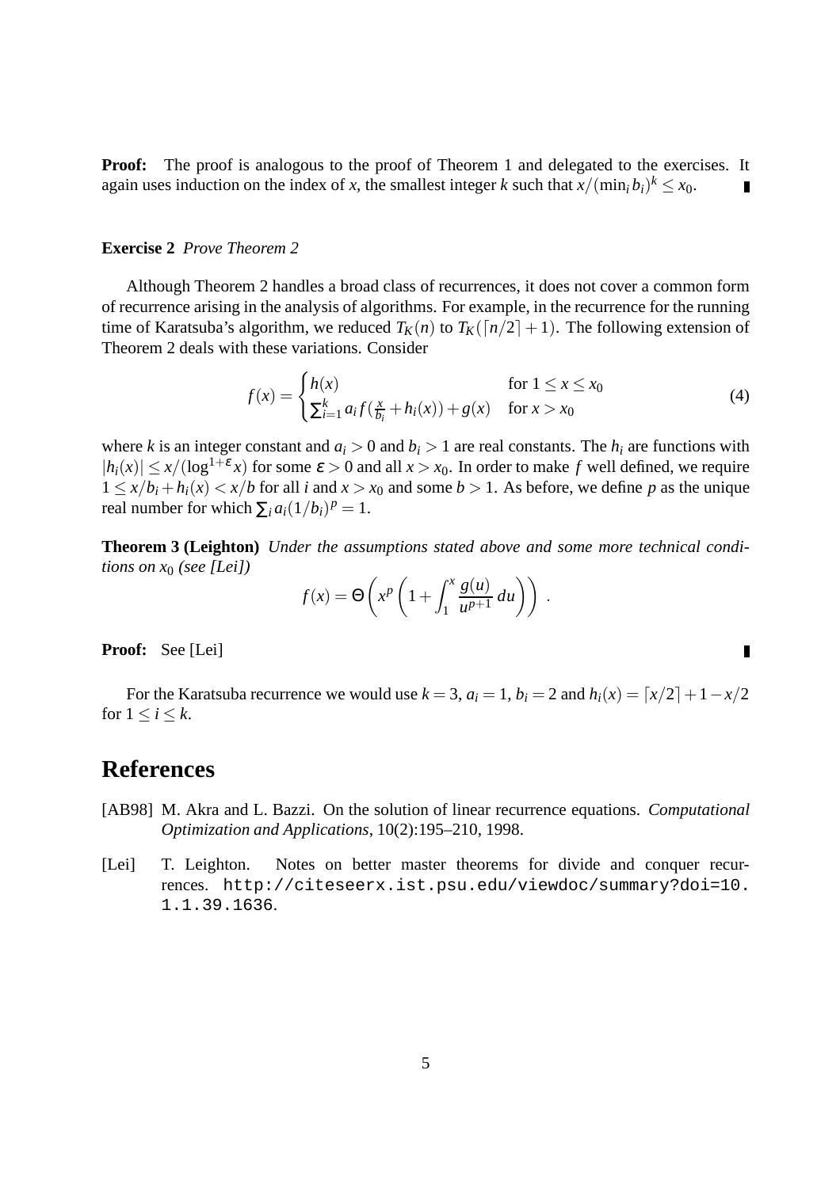**Proof:** The proof is analogous to the proof of Theorem 1 and delegated to the exercises. It again uses induction on the index of $x$, the smallest integer $k$ such that $x/(\min_i b_i)^k \leq x_0$. ∎

**Exercise 2** *Prove Theorem 2*

Although Theorem 2 handles a broad class of recurrences, it does not cover a common form of recurrence arising in the analysis of algorithms. For example, in the recurrence for the running time of Karatsuba's algorithm, we reduced $T_K(n)$ to $T_K(\lceil n/2 \rceil + 1)$. The following extension of Theorem 2 deals with these variations. Consider

$$f(x) = \begin{cases} h(x) & \text{for } 1 \leq x \leq x_0 \\ \sum_{i=1}^{k} a_i f(\frac{x}{b_i} + h_i(x)) + g(x) & \text{for } x > x_0 \end{cases} \tag{4}$$

where $k$ is an integer constant and $a_i > 0$ and $b_i > 1$ are real constants. The $h_i$ are functions with $|h_i(x)| \leq x/(\log^{1+\varepsilon} x)$ for some $\varepsilon > 0$ and all $x > x_0$. In order to make $f$ well defined, we require $1 \leq x/b_i + h_i(x) < x/b$ for all $i$ and $x > x_0$ and some $b > 1$. As before, we define $p$ as the unique real number for which $\sum_i a_i (1/b_i)^p = 1$.

**Theorem 3 (Leighton)** *Under the assumptions stated above and some more technical conditions on $x_0$ (see [Lei])*

$$f(x) = \Theta\left(x^p \left(1 + \int_1^x \frac{g(u)}{u^{p+1}}\, du\right)\right) .$$

**Proof:** See [Lei] ∎

For the Karatsuba recurrence we would use $k = 3$, $a_i = 1$, $b_i = 2$ and $h_i(x) = \lceil x/2 \rceil + 1 - x/2$ for $1 \leq i \leq k$.

# References

[AB98] M. Akra and L. Bazzi. On the solution of linear recurrence equations. *Computational Optimization and Applications*, 10(2):195–210, 1998.

[Lei] T. Leighton. Notes on better master theorems for divide and conquer recurrences. http://citeseerx.ist.psu.edu/viewdoc/summary?doi=10.1.1.39.1636.